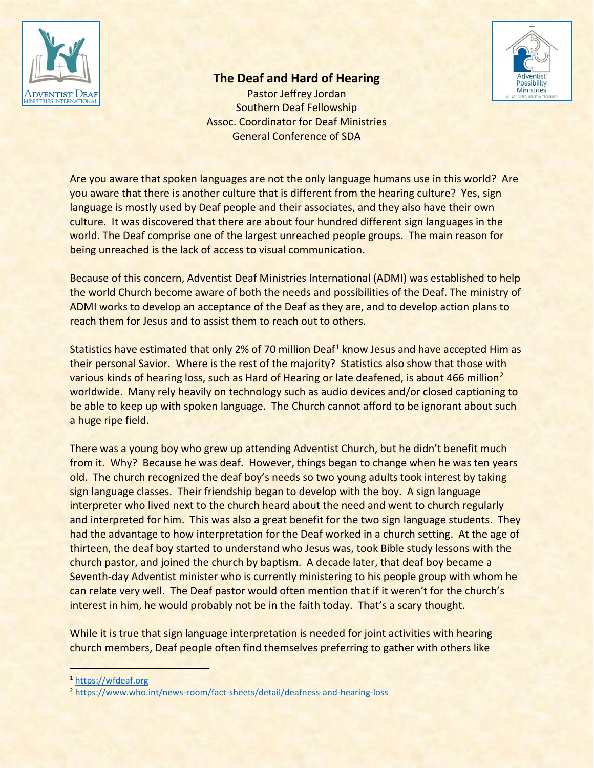# The Deal and Hard of Hearing

Pastor Jeffrey Jordan
Southern Deaf Fellowship
Assoc. Coordinator for Deaf Ministries
General Conference of SDA

Are you aware that spoken languages are not the only language humans use in this world? Are you aware that there is another culture that is different from the hearing culture? Yes, sign language is mostly used by Deaf people and their associates, and they also have their own culture. It was discovered that there are about four hundred different sign languages in the world. The Deaf comprise one of the largest unreached people groups. The main reason for being unreached is the lack of access to visual communication.

Because of this concern, Adventist Deaf Ministries International (ADMI) was established to help the world Church become aware of both the needs and possibilities of the Deaf. The ministry of ADMI works to develop an acceptance of the Deaf as they are, and to develop action plans to reach them for Jesus and to assist them to reach out to others.

Statistics have estimated that only 2% of 70 million Deaf[1] know Jesus and have accepted Him as their personal Savior. Where is the rest of the majority? Statistics also show that those with various kinds of hearing loss, such as Hard of Hearing or late deafened, is about 466 million[2] worldwide. Many rely heavily on technology such as audio devices and/or closed captioning to be able to keep up with spoken language. The Church cannot afford to be ignorant about such a huge ripe field.

There was a young boy who grew up attending Adventist Church, but he didn't benefit much from it. Why? Because he was deaf. However, things began to change when he was ten years old. The church recognized the deaf boy's needs so two young adults took interest by taking sign language classes. Their friendship began to develop with the boy. A sign language interpreter who lived next to the church heard about the need and went to church regularly and interpreted for him. This was also a great benefit for the two sign language students. They had the advantage to how interpretation for the Deaf worked in a church setting. At the age of thirteen, the deaf boy started to understand who Jesus was, took Bible study lessons with the church pastor, and joined the church by baptism. A decade later, that deaf boy became a Seventh-day Adventist minister who is currently ministering to his people group with whom he can relate very well. The Deaf pastor would often mention that if it weren't for the church's interest in him, he would probably not be in the faith today. That's a scary thought.

While it is true that sign language interpretation is needed for joint activities with hearing church members, Deaf people often find themselves preferring to gather with others like

---

[1] https://wfdeaf.org

[2] https://www.who.int/news-room/fact-sheets/detail/deafness-and-hearing-loss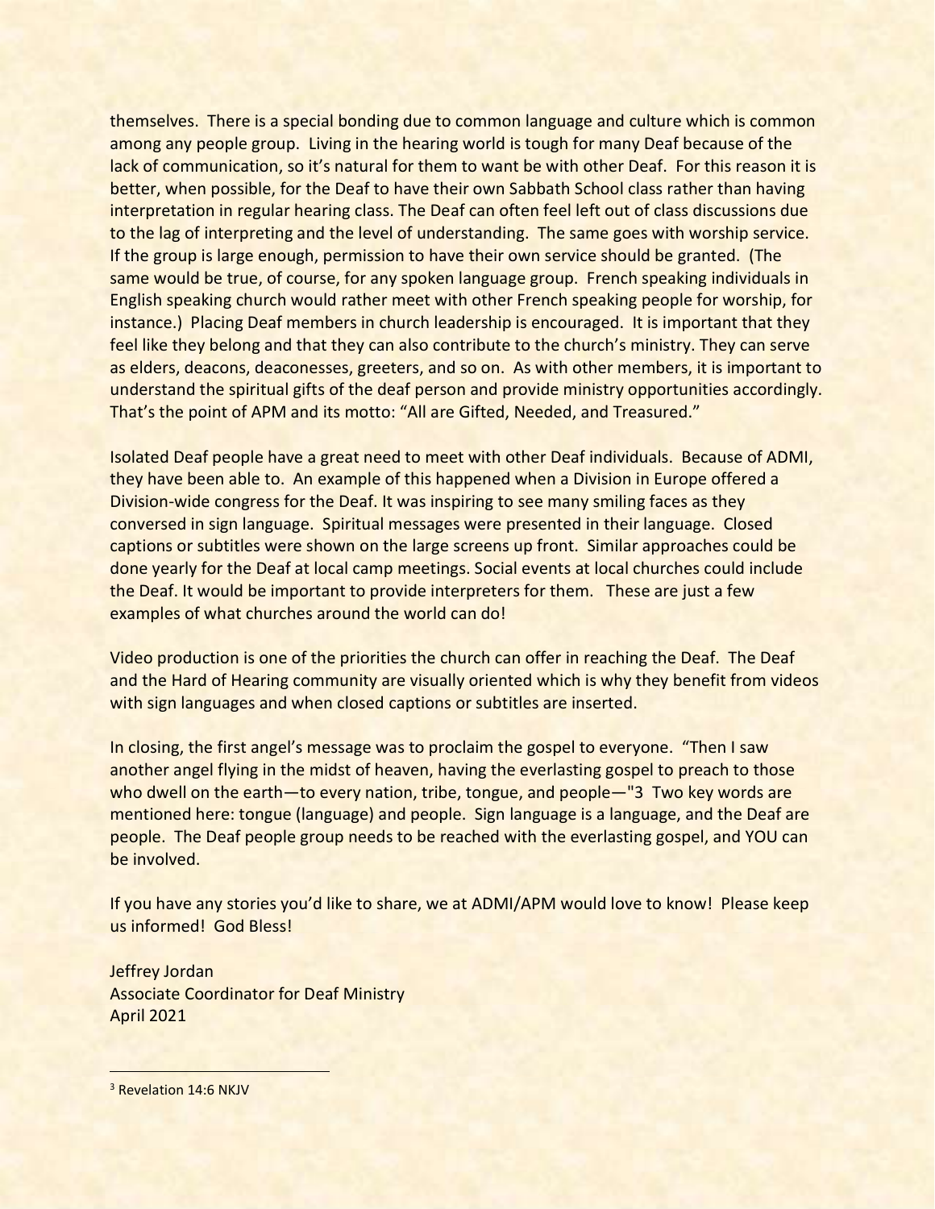themselves. There is a special bonding due to common language and culture which is common among any people group. Living in the hearing world is tough for many Deaf because of the lack of communication, so it's natural for them to want be with other Deaf. For this reason it is better, when possible, for the Deaf to have their own Sabbath School class rather than having interpretation in regular hearing class. The Deaf can often feel left out of class discussions due to the lag of interpreting and the level of understanding. The same goes with worship service. If the group is large enough, permission to have their own service should be granted. (The same would be true, of course, for any spoken language group. French speaking individuals in English speaking church would rather meet with other French speaking people for worship, for instance.) Placing Deaf members in church leadership is encouraged. It is important that they feel like they belong and that they can also contribute to the church's ministry. They can serve as elders, deacons, deaconesses, greeters, and so on. As with other members, it is important to understand the spiritual gifts of the deaf person and provide ministry opportunities accordingly. That's the point of APM and its motto: "All are Gifted, Needed, and Treasured."

Isolated Deaf people have a great need to meet with other Deaf individuals. Because of ADMI, they have been able to. An example of this happened when a Division in Europe offered a Division-wide congress for the Deaf. It was inspiring to see many smiling faces as they conversed in sign language. Spiritual messages were presented in their language. Closed captions or subtitles were shown on the large screens up front. Similar approaches could be done yearly for the Deaf at local camp meetings. Social events at local churches could include the Deaf. It would be important to provide interpreters for them. These are just a few examples of what churches around the world can do!

Video production is one of the priorities the church can offer in reaching the Deaf. The Deaf and the Hard of Hearing community are visually oriented which is why they benefit from videos with sign languages and when closed captions or subtitles are inserted.

In closing, the first angel's message was to proclaim the gospel to everyone. "Then I saw another angel flying in the midst of heaven, having the everlasting gospel to preach to those who dwell on the earth—to every nation, tribe, tongue, and people—"[3] Two key words are mentioned here: tongue (language) and people. Sign language is a language, and the Deaf are people. The Deaf people group needs to be reached with the everlasting gospel, and YOU can be involved.

If you have any stories you'd like to share, we at ADMI/APM would love to know! Please keep us informed! God Bless!

Jeffrey Jordan
Associate Coordinator for Deaf Ministry
April 2021

---

[3] Revelation 14:6 NKJV